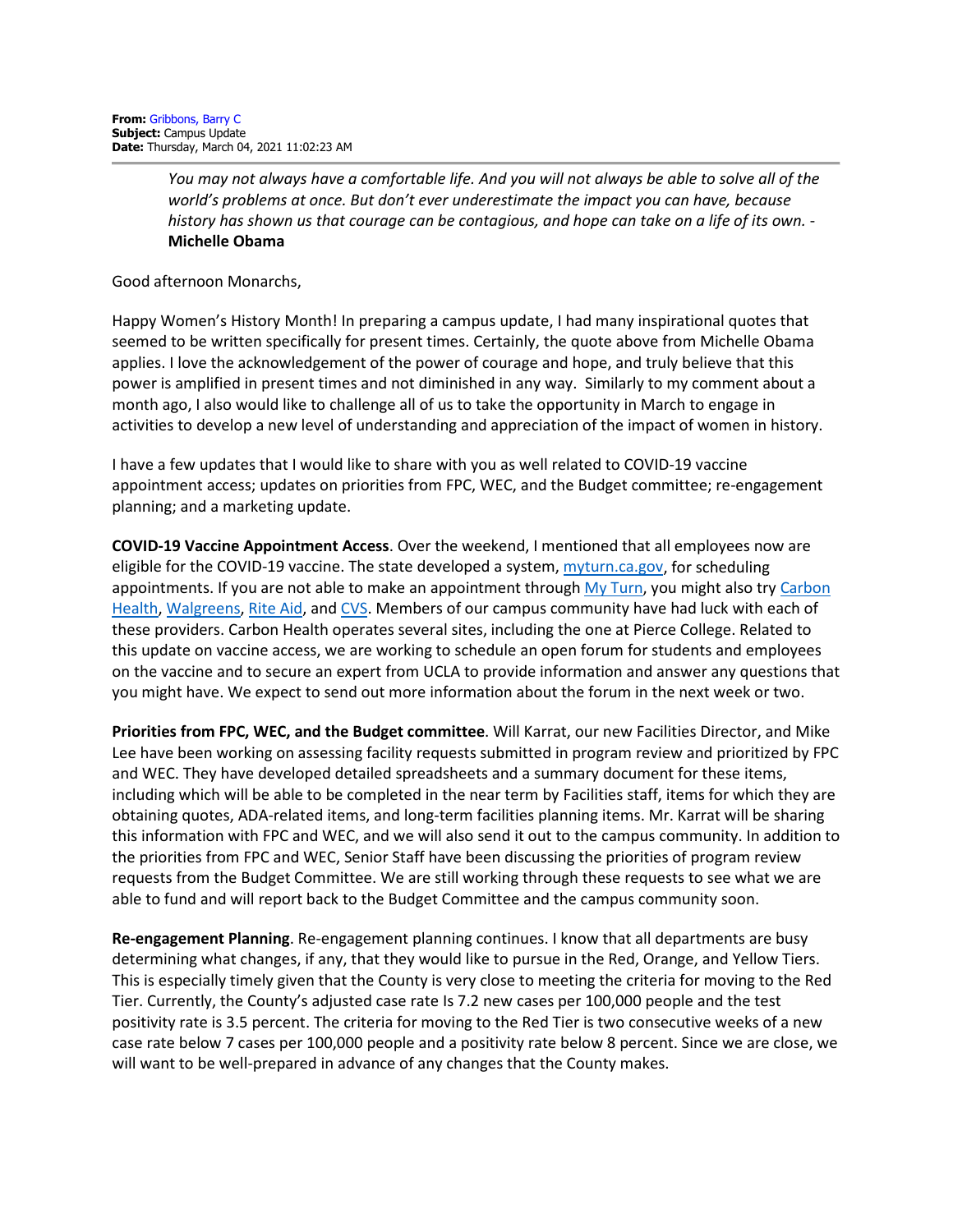**From:** Gribbons, Barry C
**Subject:** Campus Update
**Date:** Thursday, March 04, 2021 11:02:23 AM

---

> *You may not always have a comfortable life. And you will not always be able to solve all of the world's problems at once. But don't ever underestimate the impact you can have, because history has shown us that courage can be contagious, and hope can take on a life of its own. -* **Michelle Obama**

Good afternoon Monarchs,

Happy Women's History Month! In preparing a campus update, I had many inspirational quotes that seemed to be written specifically for present times. Certainly, the quote above from Michelle Obama applies. I love the acknowledgement of the power of courage and hope, and truly believe that this power is amplified in present times and not diminished in any way. Similarly to my comment about a month ago, I also would like to challenge all of us to take the opportunity in March to engage in activities to develop a new level of understanding and appreciation of the impact of women in history.

I have a few updates that I would like to share with you as well related to COVID-19 vaccine appointment access; updates on priorities from FPC, WEC, and the Budget committee; re-engagement planning; and a marketing update.

**COVID-19 Vaccine Appointment Access**. Over the weekend, I mentioned that all employees now are eligible for the COVID-19 vaccine. The state developed a system, myturn.ca.gov, for scheduling appointments. If you are not able to make an appointment through My Turn, you might also try Carbon Health, Walgreens, Rite Aid, and CVS. Members of our campus community have had luck with each of these providers. Carbon Health operates several sites, including the one at Pierce College. Related to this update on vaccine access, we are working to schedule an open forum for students and employees on the vaccine and to secure an expert from UCLA to provide information and answer any questions that you might have. We expect to send out more information about the forum in the next week or two.

**Priorities from FPC, WEC, and the Budget committee**. Will Karrat, our new Facilities Director, and Mike Lee have been working on assessing facility requests submitted in program review and prioritized by FPC and WEC. They have developed detailed spreadsheets and a summary document for these items, including which will be able to be completed in the near term by Facilities staff, items for which they are obtaining quotes, ADA-related items, and long-term facilities planning items. Mr. Karrat will be sharing this information with FPC and WEC, and we will also send it out to the campus community. In addition to the priorities from FPC and WEC, Senior Staff have been discussing the priorities of program review requests from the Budget Committee. We are still working through these requests to see what we are able to fund and will report back to the Budget Committee and the campus community soon.

**Re-engagement Planning**. Re-engagement planning continues. I know that all departments are busy determining what changes, if any, that they would like to pursue in the Red, Orange, and Yellow Tiers. This is especially timely given that the County is very close to meeting the criteria for moving to the Red Tier. Currently, the County's adjusted case rate Is 7.2 new cases per 100,000 people and the test positivity rate is 3.5 percent. The criteria for moving to the Red Tier is two consecutive weeks of a new case rate below 7 cases per 100,000 people and a positivity rate below 8 percent. Since we are close, we will want to be well-prepared in advance of any changes that the County makes.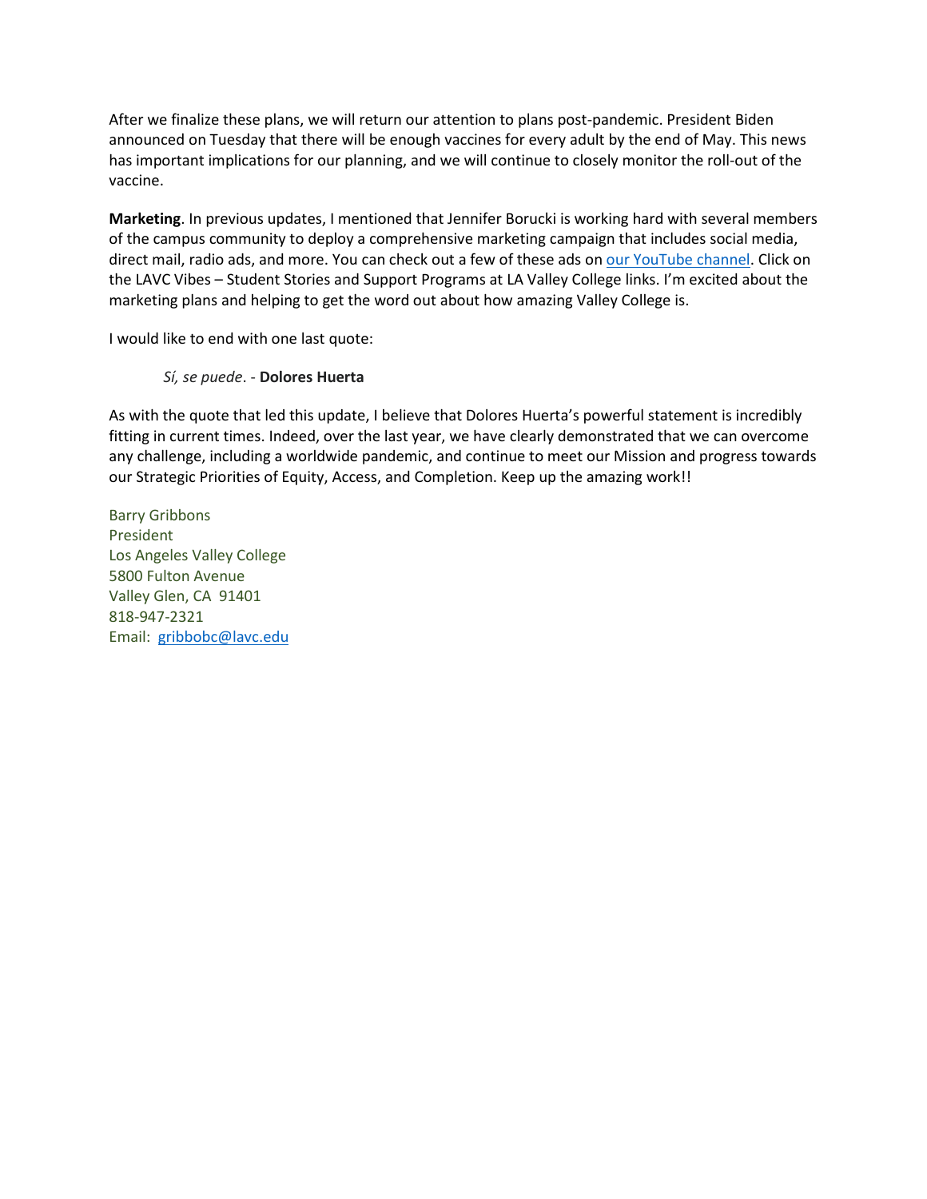After we finalize these plans, we will return our attention to plans post-pandemic. President Biden announced on Tuesday that there will be enough vaccines for every adult by the end of May. This news has important implications for our planning, and we will continue to closely monitor the roll-out of the vaccine.

**Marketing**. In previous updates, I mentioned that Jennifer Borucki is working hard with several members of the campus community to deploy a comprehensive marketing campaign that includes social media, direct mail, radio ads, and more. You can check out a few of these ads on our YouTube channel. Click on the LAVC Vibes – Student Stories and Support Programs at LA Valley College links. I'm excited about the marketing plans and helping to get the word out about how amazing Valley College is.

I would like to end with one last quote:

> *Sí, se puede*. - **Dolores Huerta**

As with the quote that led this update, I believe that Dolores Huerta's powerful statement is incredibly fitting in current times. Indeed, over the last year, we have clearly demonstrated that we can overcome any challenge, including a worldwide pandemic, and continue to meet our Mission and progress towards our Strategic Priorities of Equity, Access, and Completion. Keep up the amazing work!!

Barry Gribbons
President
Los Angeles Valley College
5800 Fulton Avenue
Valley Glen, CA 91401
818-947-2321
Email: gribbobc@lavc.edu